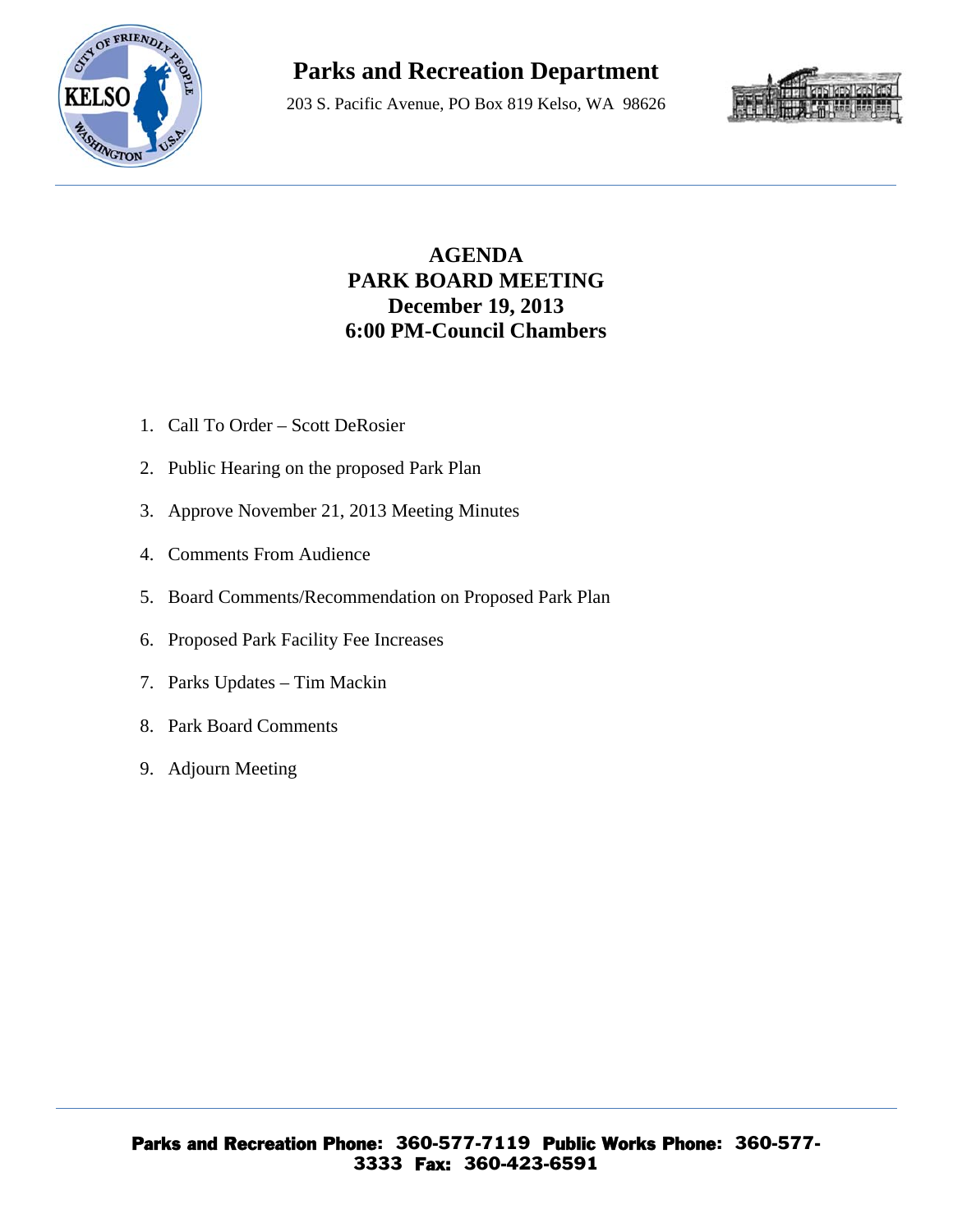# Parks and Recreation Department

203 S. Pacific Avenue, PO Box 819 Kelso, WA 98626

## AGENDA
## PARK BOARD MEETING
## December 19, 2013
## 6:00 PM-Council Chambers

1. Call To Order – Scott DeRosier
2. Public Hearing on the proposed Park Plan
3. Approve November 21, 2013 Meeting Minutes
4. Comments From Audience
5. Board Comments/Recommendation on Proposed Park Plan
6. Proposed Park Facility Fee Increases
7. Parks Updates – Tim Mackin
8. Park Board Comments
9. Adjourn Meeting

**Parks and Recreation Phone: 360-577-7119 Public Works Phone: 360-577-3333 Fax: 360-423-6591**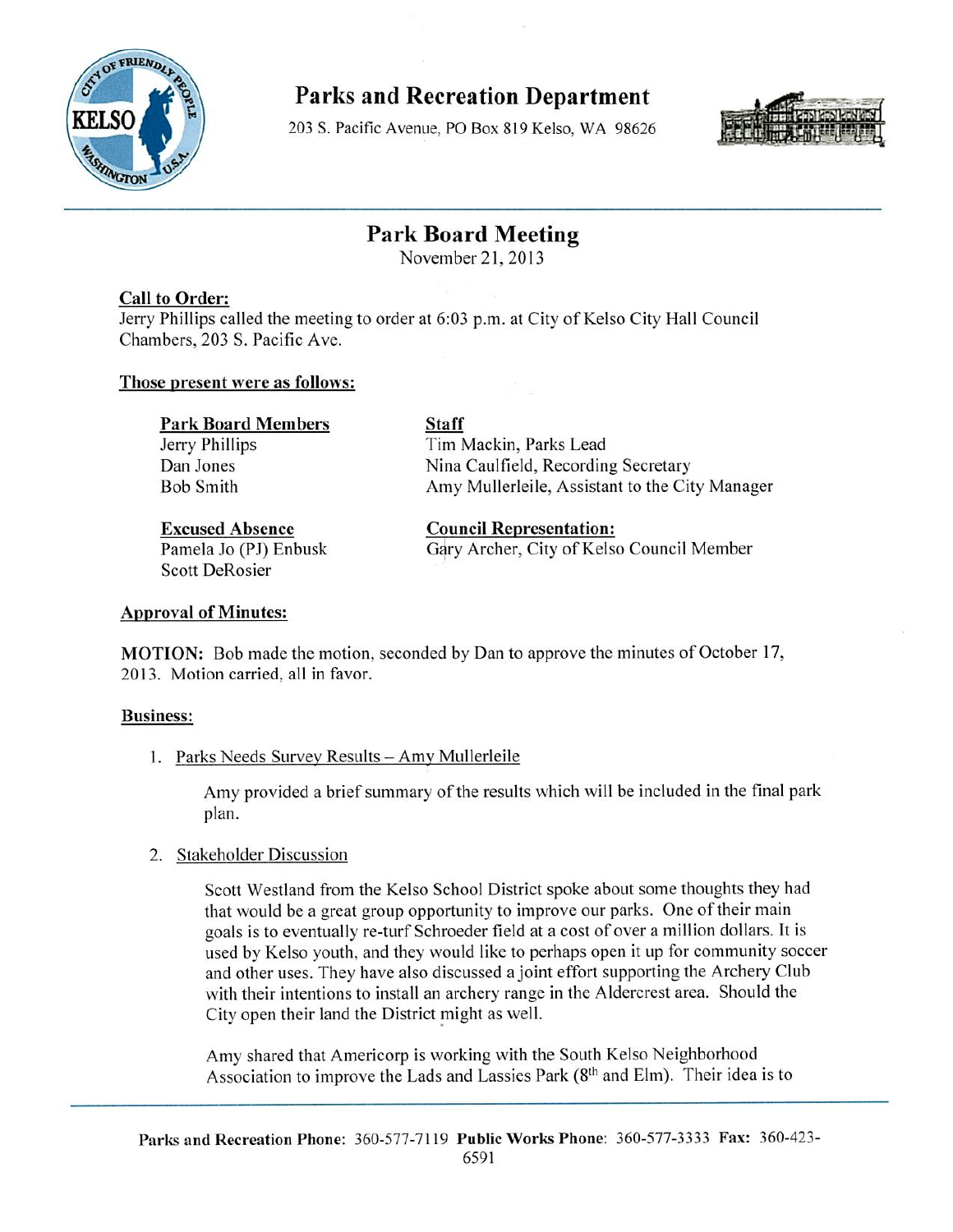# Parks and Recreation Department

203 S. Pacific Avenue, PO Box 819 Kelso, WA 98626

## Park Board Meeting

November 21, 2013

**Call to Order:**

Jerry Phillips called the meeting to order at 6:03 p.m. at City of Kelso City Hall Council Chambers, 203 S. Pacific Ave.

**Those present were as follows:**

**Park Board Members**
Jerry Phillips
Dan Jones
Bob Smith

**Excused Absence**
Pamela Jo (PJ) Enbusk
Scott DeRosier

**Staff**
Tim Mackin, Parks Lead
Nina Caulfield, Recording Secretary
Amy Mullerleile, Assistant to the City Manager

**Council Representation:**
Gary Archer, City of Kelso Council Member

**Approval of Minutes:**

**MOTION:** Bob made the motion, seconded by Dan to approve the minutes of October 17, 2013. Motion carried, all in favor.

**Business:**

1. Parks Needs Survey Results – Amy Mullerleile

   Amy provided a brief summary of the results which will be included in the final park plan.

2. Stakeholder Discussion

   Scott Westland from the Kelso School District spoke about some thoughts they had that would be a great group opportunity to improve our parks. One of their main goals is to eventually re-turf Schroeder field at a cost of over a million dollars. It is used by Kelso youth, and they would like to perhaps open it up for community soccer and other uses. They have also discussed a joint effort supporting the Archery Club with their intentions to install an archery range in the Aldercrest area. Should the City open their land the District might as well.

   Amy shared that Americorp is working with the South Kelso Neighborhood Association to improve the Lads and Lassies Park (8th and Elm). Their idea is to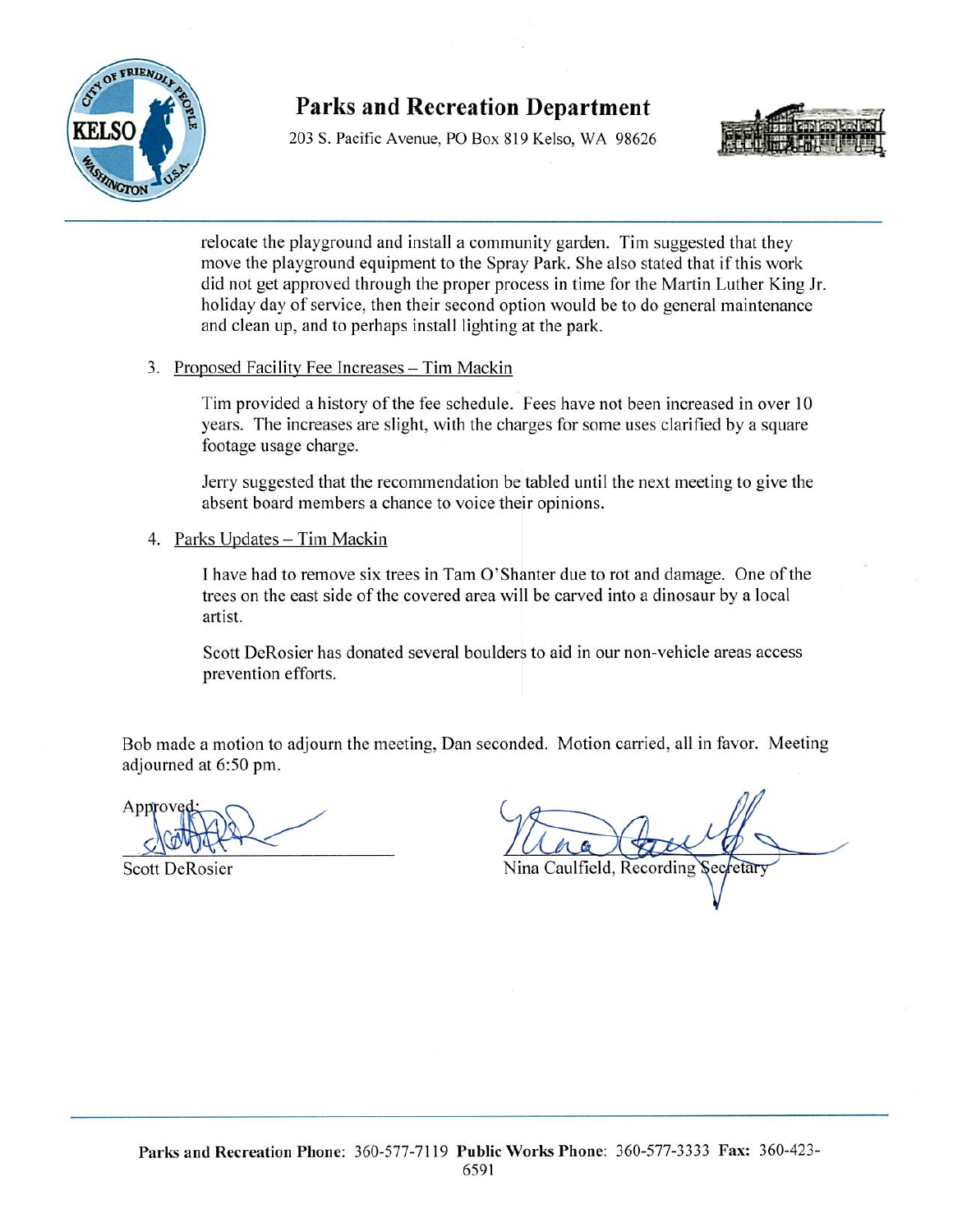relocate the playground and install a community garden. Tim suggested that they move the playground equipment to the Spray Park. She also stated that if this work did not get approved through the proper process in time for the Martin Luther King Jr. holiday day of service, then their second option would be to do general maintenance and clean up, and to perhaps install lighting at the park.

3. Proposed Facility Fee Increases – Tim Mackin

   Tim provided a history of the fee schedule. Fees have not been increased in over 10 years. The increases are slight, with the charges for some uses clarified by a square footage usage charge.

   Jerry suggested that the recommendation be tabled until the next meeting to give the absent board members a chance to voice their opinions.

4. Parks Updates – Tim Mackin

   I have had to remove six trees in Tam O'Shanter due to rot and damage. One of the trees on the east side of the covered area will be carved into a dinosaur by a local artist.

   Scott DeRosier has donated several boulders to aid in our non-vehicle areas access prevention efforts.

Bob made a motion to adjourn the meeting, Dan seconded. Motion carried, all in favor. Meeting adjourned at 6:50 pm.

Approved:

Scott DeRosier

Nina Caulfield, Recording Secretary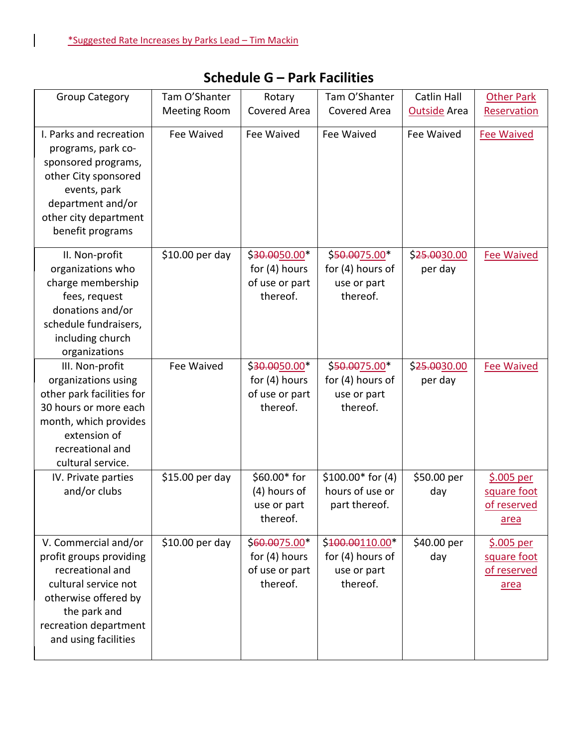*Suggested Rate Increases by Parks Lead – Tim Mackin

## Schedule G – Park Facilities

| Group Category | Tam O'Shanter Meeting Room | Rotary Covered Area | Tam O'Shanter Covered Area | Catlin Hall Outside Area | Other Park Reservation |
|---|---|---|---|---|---|
| I. Parks and recreation programs, park co-sponsored programs, other City sponsored events, park department and/or other city department benefit programs | Fee Waived | Fee Waived | Fee Waived | Fee Waived | Fee Waived |
| II. Non-profit organizations who charge membership fees, request donations and/or schedule fundraisers, including church organizations | $10.00 per day | $~~30.00~~50.00* for (4) hours of use or part thereof. | $~~50.00~~75.00* for (4) hours of use or part thereof. | $~~25.00~~30.00 per day | Fee Waived |
| III. Non-profit organizations using other park facilities for 30 hours or more each month, which provides extension of recreational and cultural service. | Fee Waived | $~~30.00~~50.00* for (4) hours of use or part thereof. | $~~50.00~~75.00* for (4) hours of use or part thereof. | $~~25.00~~30.00 per day | Fee Waived |
| IV. Private parties and/or clubs | $15.00 per day | $60.00* for (4) hours of use or part thereof. | $100.00* for (4) hours of use or part thereof. | $50.00 per day | $.005 per square foot of reserved area |
| V. Commercial and/or profit groups providing recreational and cultural service not otherwise offered by the park and recreation department and using facilities | $10.00 per day | $~~60.00~~75.00* for (4) hours of use or part thereof. | $~~100.00~~110.00* for (4) hours of use or part thereof. | $40.00 per day | $.005 per square foot of reserved area |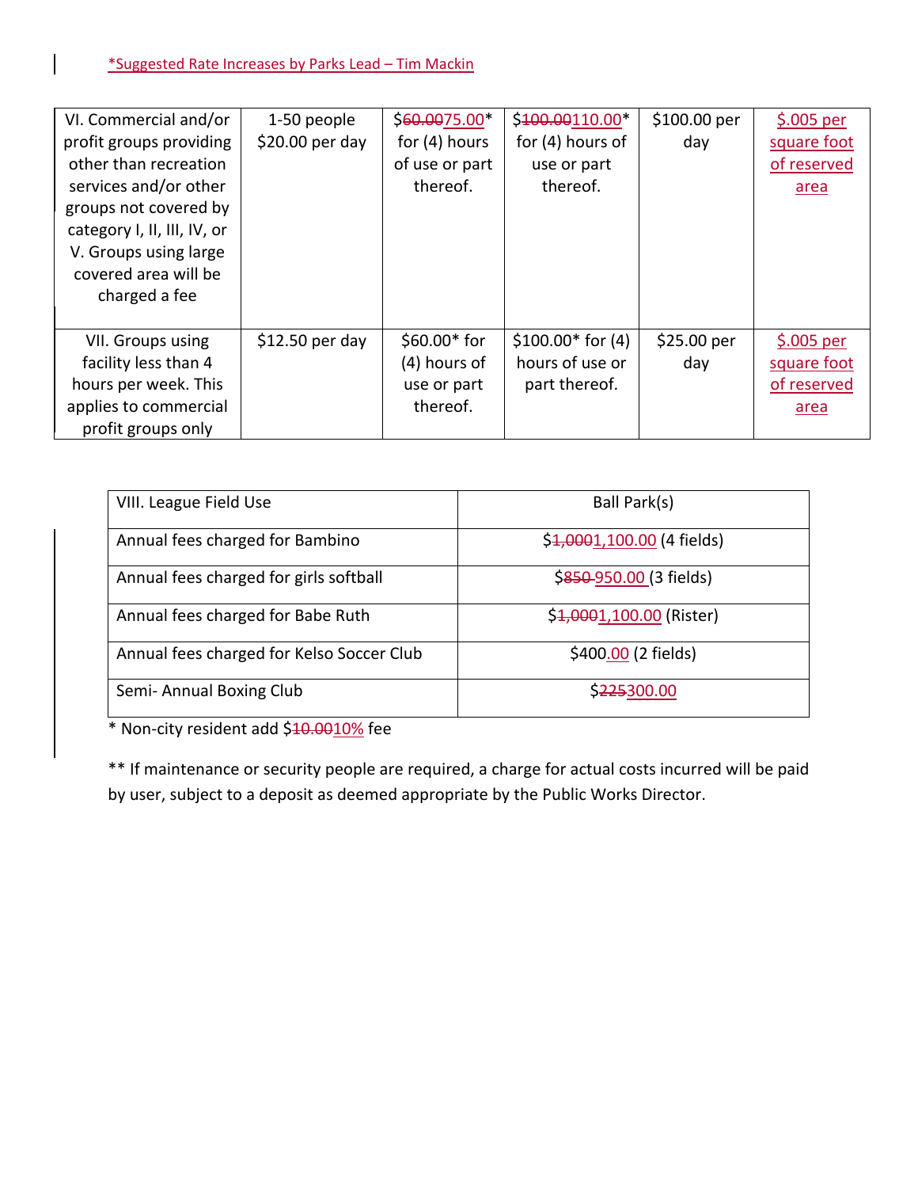*Suggested Rate Increases by Parks Lead – Tim Mackin

| | | | | | |
|---|---|---|---|---|---|
| VI. Commercial and/or profit groups providing other than recreation services and/or other groups not covered by category I, II, III, IV, or V. Groups using large covered area will be charged a fee | 1-50 people $20.00 per day | ~~$60.00~~ $75.00* for (4) hours of use or part thereof. | ~~$100.00~~ $110.00* for (4) hours of use or part thereof. | $100.00 per day | $.005 per square foot of reserved area |
| VII. Groups using facility less than 4 hours per week. This applies to commercial profit groups only | $12.50 per day | $60.00* for (4) hours of use or part thereof. | $100.00* for (4) hours of use or part thereof. | $25.00 per day | $.005 per square foot of reserved area |

| VIII. League Field Use | Ball Park(s) |
|---|---|
| Annual fees charged for Bambino | ~~$1,000~~ $1,100.00 (4 fields) |
| Annual fees charged for girls softball | ~~$850~~ $950.00 (3 fields) |
| Annual fees charged for Babe Ruth | ~~$1,000~~ $1,100.00 (Rister) |
| Annual fees charged for Kelso Soccer Club | $400.00 (2 fields) |
| Semi- Annual Boxing Club | ~~$225~~ $300.00 |

* Non-city resident add ~~$10.00~~ 10% fee

** If maintenance or security people are required, a charge for actual costs incurred will be paid by user, subject to a deposit as deemed appropriate by the Public Works Director.